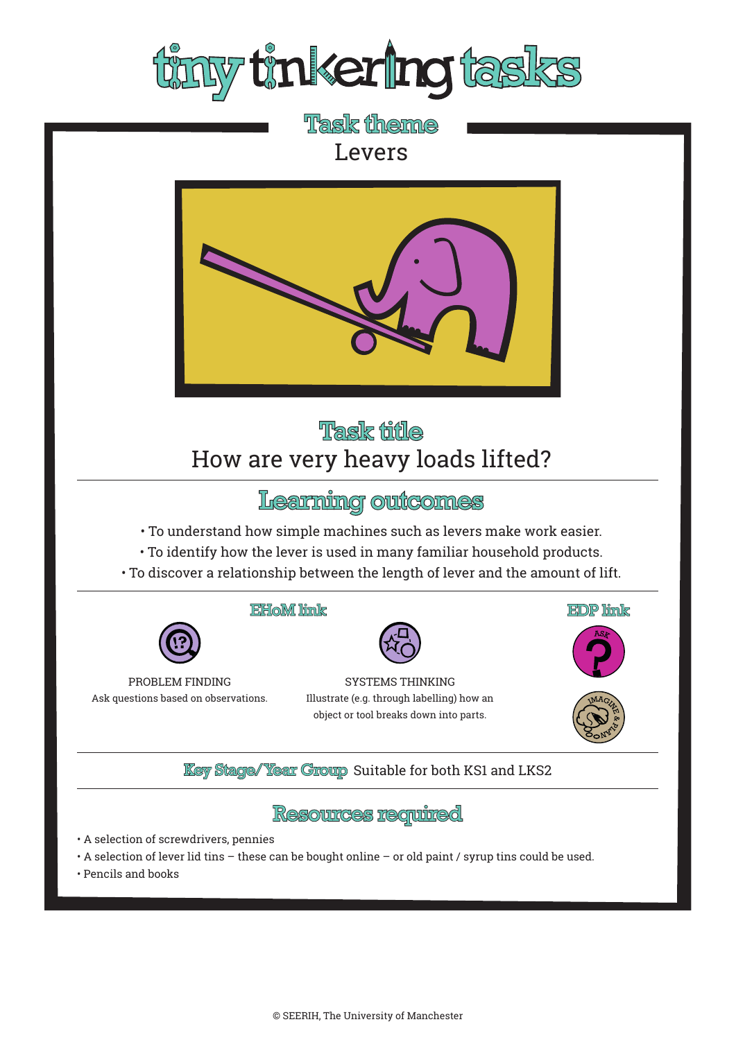# tiny tinkering tasks

## Task theme

Levers

## Task title

How are very heavy loads lifted?

## Learning outcomes

- To understand how simple machines such as levers make work easier.
- To identify how the lever is used in many familiar household products.
- To discover a relationship between the length of lever and the amount of lift.

## EHoM link

PROBLEM FINDING
Ask questions based on observations.

SYSTEMS THINKING
Illustrate (e.g. through labelling) how an object or tool breaks down into parts.

## EDP link

ASK

IMAGINE & PLAN

**Key Stage/Year Group** Suitable for both KS1 and LKS2

## Resources required

- A selection of screwdrivers, pennies
- A selection of lever lid tins – these can be bought online – or old paint / syrup tins could be used.
- Pencils and books

© SEERIH, The University of Manchester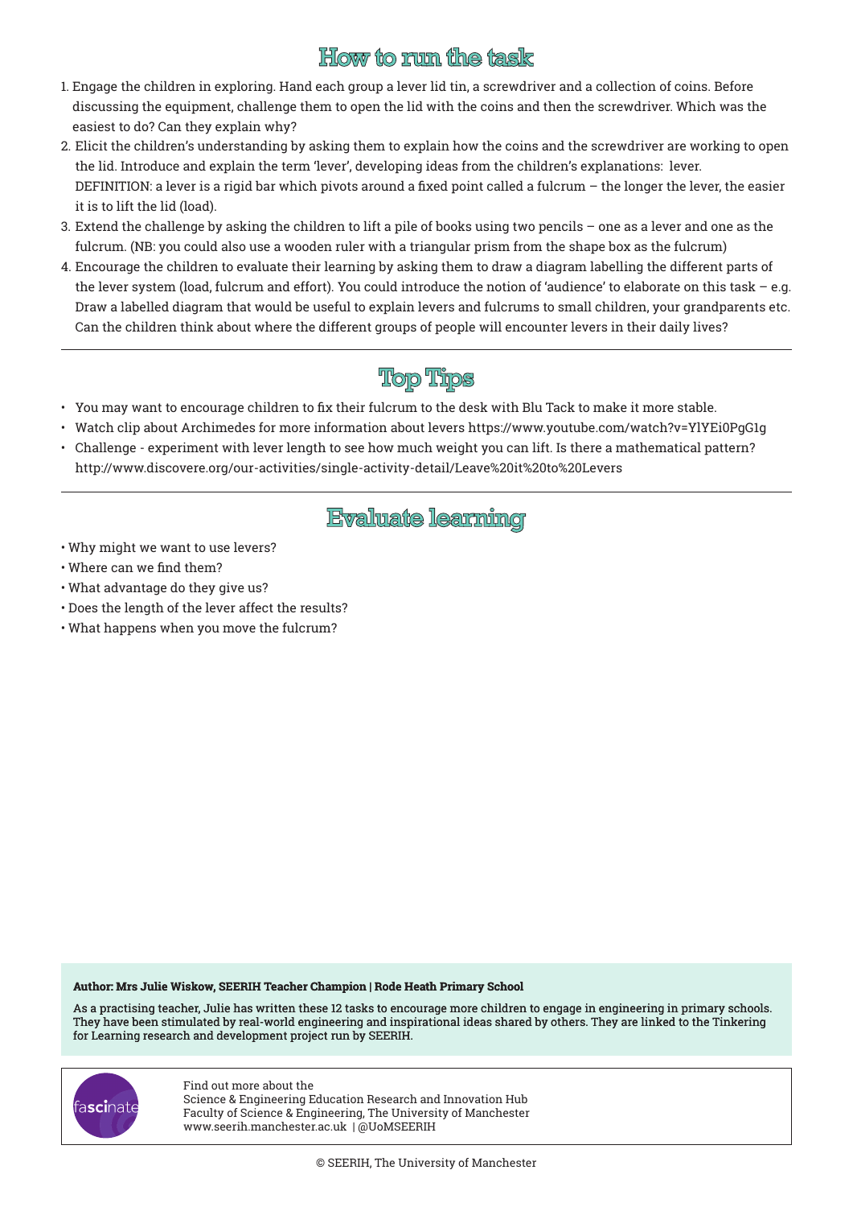## How to run the task

1. Engage the children in exploring. Hand each group a lever lid tin, a screwdriver and a collection of coins. Before discussing the equipment, challenge them to open the lid with the coins and then the screwdriver. Which was the easiest to do? Can they explain why?
2. Elicit the children's understanding by asking them to explain how the coins and the screwdriver are working to open the lid. Introduce and explain the term 'lever', developing ideas from the children's explanations: lever. DEFINITION: a lever is a rigid bar which pivots around a fixed point called a fulcrum – the longer the lever, the easier it is to lift the lid (load).
3. Extend the challenge by asking the children to lift a pile of books using two pencils – one as a lever and one as the fulcrum. (NB: you could also use a wooden ruler with a triangular prism from the shape box as the fulcrum)
4. Encourage the children to evaluate their learning by asking them to draw a diagram labelling the different parts of the lever system (load, fulcrum and effort). You could introduce the notion of 'audience' to elaborate on this task – e.g. Draw a labelled diagram that would be useful to explain levers and fulcrums to small children, your grandparents etc. Can the children think about where the different groups of people will encounter levers in their daily lives?

---

## Top Tips

- You may want to encourage children to fix their fulcrum to the desk with Blu Tack to make it more stable.
- Watch clip about Archimedes for more information about levers https://www.youtube.com/watch?v=YlYEi0PgG1g
- Challenge - experiment with lever length to see how much weight you can lift. Is there a mathematical pattern? http://www.discovere.org/our-activities/single-activity-detail/Leave%20it%20to%20Levers

---

## Evaluate learning

- Why might we want to use levers?
- Where can we find them?
- What advantage do they give us?
- Does the length of the lever affect the results?
- What happens when you move the fulcrum?

**Author: Mrs Julie Wiskow, SEERIH Teacher Champion | Rode Heath Primary School**

As a practising teacher, Julie has written these 12 tasks to encourage more children to engage in engineering in primary schools. They have been stimulated by real-world engineering and inspirational ideas shared by others. They are linked to the Tinkering for Learning research and development project run by SEERIH.

fascinate

Find out more about the
Science & Engineering Education Research and Innovation Hub
Faculty of Science & Engineering, The University of Manchester
www.seerih.manchester.ac.uk | @UoMSEERIH

© SEERIH, The University of Manchester